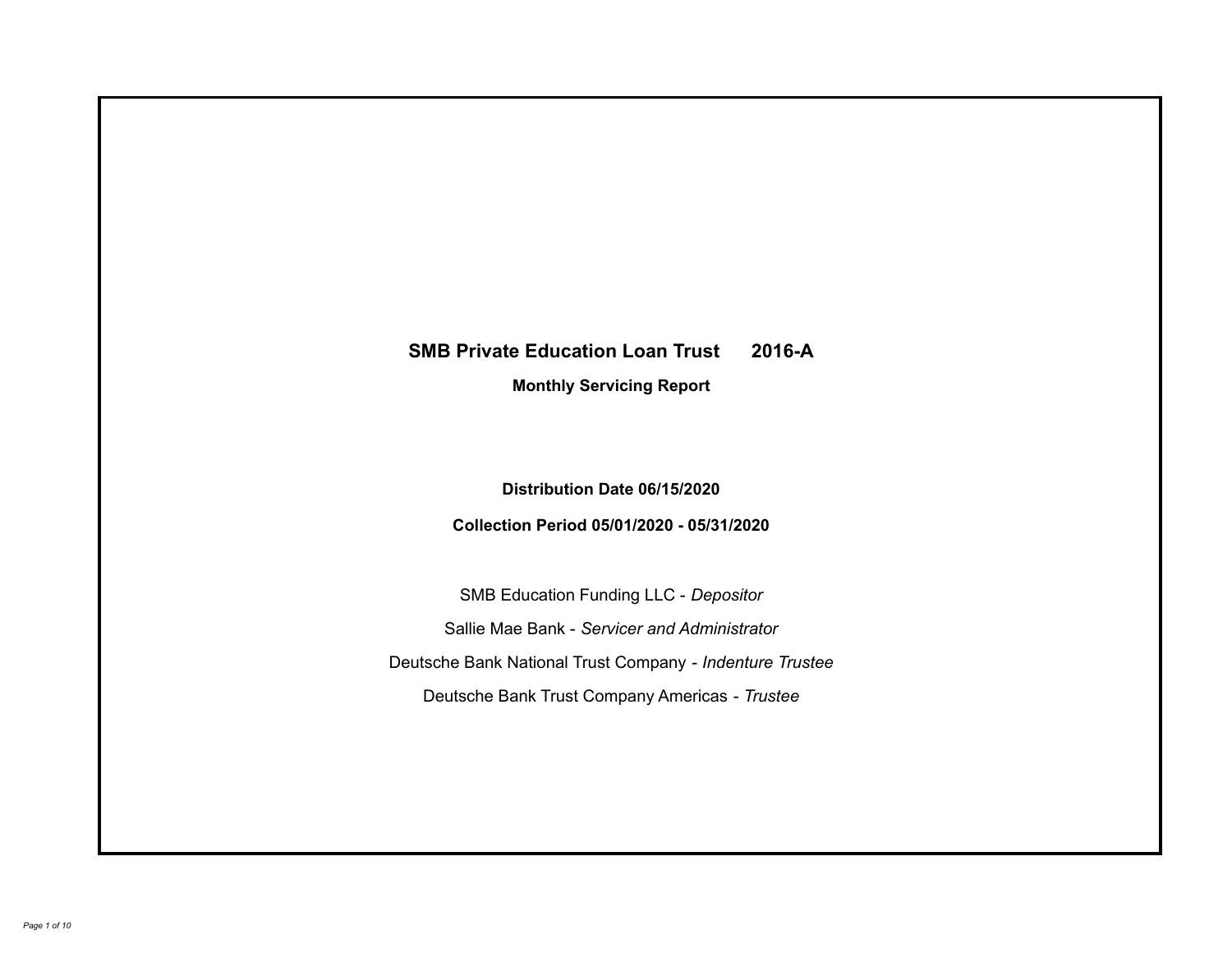# SMB Private Education Loan Trust 2016-A

## Monthly Servicing Report

**Distribution Date 06/15/2020**

**Collection Period 05/01/2020 - 05/31/2020**

SMB Education Funding LLC - *Depositor*

Sallie Mae Bank - *Servicer and Administrator*

Deutsche Bank National Trust Company - *Indenture Trustee*

Deutsche Bank Trust Company Americas - *Trustee*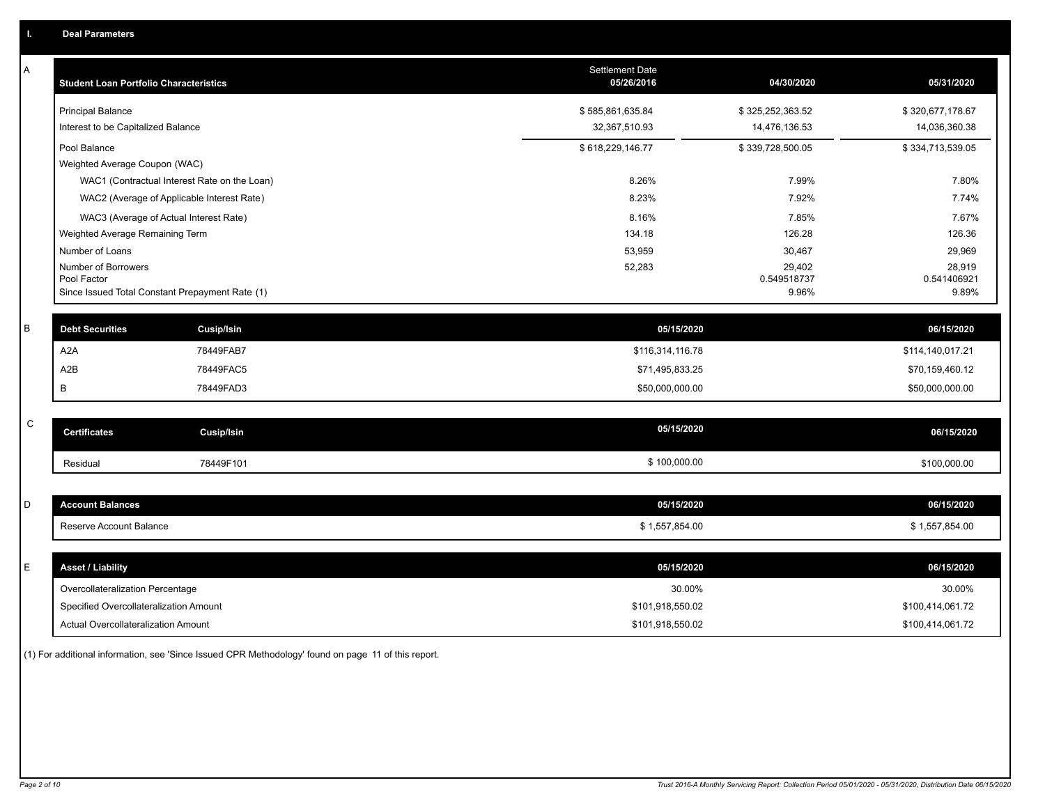## I. Deal Parameters

### A

| Student Loan Portfolio Characteristics | Settlement Date 05/26/2016 | 04/30/2020 | 05/31/2020 |
|---|---|---|---|
| Principal Balance | $ 585,861,635.84 | $ 325,252,363.52 | $ 320,677,178.67 |
| Interest to be Capitalized Balance | 32,367,510.93 | 14,476,136.53 | 14,036,360.38 |
| Pool Balance | $ 618,229,146.77 | $ 339,728,500.05 | $ 334,713,539.05 |
| Weighted Average Coupon (WAC) | | | |
| WAC1 (Contractual Interest Rate on the Loan) | 8.26% | 7.99% | 7.80% |
| WAC2 (Average of Applicable Interest Rate) | 8.23% | 7.92% | 7.74% |
| WAC3 (Average of Actual Interest Rate) | 8.16% | 7.85% | 7.67% |
| Weighted Average Remaining Term | 134.18 | 126.28 | 126.36 |
| Number of Loans | 53,959 | 30,467 | 29,969 |
| Number of Borrowers | 52,283 | 29,402 | 28,919 |
| Pool Factor | | 0.549518737 | 0.541406921 |
| Since Issued Total Constant Prepayment Rate (1) | | 9.96% | 9.89% |

### B

| Debt Securities | Cusip/Isin | 05/15/2020 | 06/15/2020 |
|---|---|---|---|
| A2A | 78449FAB7 | $116,314,116.78 | $114,140,017.21 |
| A2B | 78449FAC5 | $71,495,833.25 | $70,159,460.12 |
| B | 78449FAD3 | $50,000,000.00 | $50,000,000.00 |

### C

| Certificates | Cusip/Isin | 05/15/2020 | 06/15/2020 |
|---|---|---|---|
| Residual | 78449F101 | $ 100,000.00 | $100,000.00 |

### D

| Account Balances | 05/15/2020 | 06/15/2020 |
|---|---|---|
| Reserve Account Balance | $ 1,557,854.00 | $ 1,557,854.00 |

### E

| Asset / Liability | 05/15/2020 | 06/15/2020 |
|---|---|---|
| Overcollateralization Percentage | 30.00% | 30.00% |
| Specified Overcollateralization Amount | $101,918,550.02 | $100,414,061.72 |
| Actual Overcollateralization Amount | $101,918,550.02 | $100,414,061.72 |

(1) For additional information, see 'Since Issued CPR Methodology' found on page 11 of this report.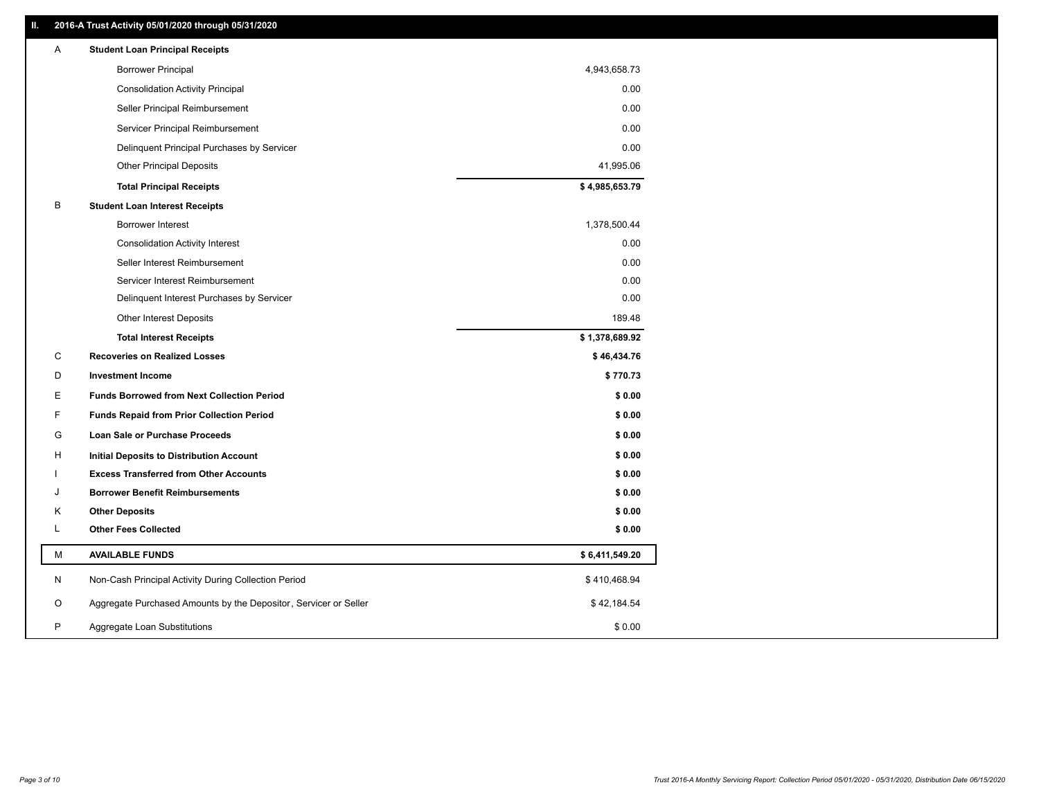## II. 2016-A Trust Activity 05/01/2020 through 05/31/2020

| | | |
|---|---|---|
| A | **Student Loan Principal Receipts** | |
| | Borrower Principal | 4,943,658.73 |
| | Consolidation Activity Principal | 0.00 |
| | Seller Principal Reimbursement | 0.00 |
| | Servicer Principal Reimbursement | 0.00 |
| | Delinquent Principal Purchases by Servicer | 0.00 |
| | Other Principal Deposits | 41,995.06 |
| | **Total Principal Receipts** | **$ 4,985,653.79** |
| B | **Student Loan Interest Receipts** | |
| | Borrower Interest | 1,378,500.44 |
| | Consolidation Activity Interest | 0.00 |
| | Seller Interest Reimbursement | 0.00 |
| | Servicer Interest Reimbursement | 0.00 |
| | Delinquent Interest Purchases by Servicer | 0.00 |
| | Other Interest Deposits | 189.48 |
| | **Total Interest Receipts** | **$ 1,378,689.92** |
| C | **Recoveries on Realized Losses** | **$ 46,434.76** |
| D | **Investment Income** | **$ 770.73** |
| E | **Funds Borrowed from Next Collection Period** | **$ 0.00** |
| F | **Funds Repaid from Prior Collection Period** | **$ 0.00** |
| G | **Loan Sale or Purchase Proceeds** | **$ 0.00** |
| H | **Initial Deposits to Distribution Account** | **$ 0.00** |
| I | **Excess Transferred from Other Accounts** | **$ 0.00** |
| J | **Borrower Benefit Reimbursements** | **$ 0.00** |
| K | **Other Deposits** | **$ 0.00** |
| L | **Other Fees Collected** | **$ 0.00** |
| M | **AVAILABLE FUNDS** | **$ 6,411,549.20** |
| N | Non-Cash Principal Activity During Collection Period | $ 410,468.94 |
| O | Aggregate Purchased Amounts by the Depositor, Servicer or Seller | $ 42,184.54 |
| P | Aggregate Loan Substitutions | $ 0.00 |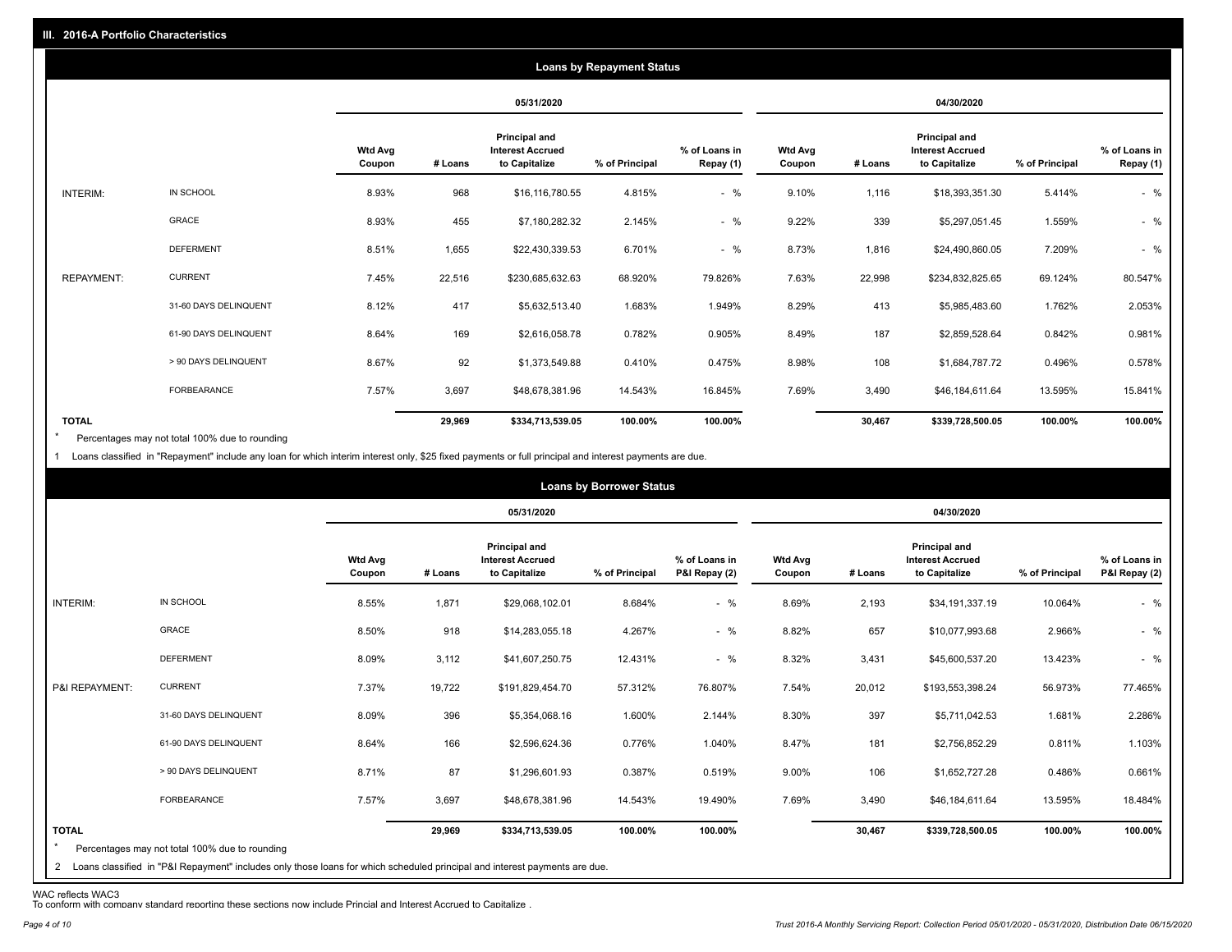## III. 2016-A Portfolio Characteristics

### Loans by Repayment Status

| | | 05/31/2020 | | | | | 04/30/2020 | | | | |
|---|---|---|---|---|---|---|---|---|---|---|---|
| | | Wtd Avg Coupon | # Loans | Principal and Interest Accrued to Capitalize | % of Principal | % of Loans in Repay (1) | Wtd Avg Coupon | # Loans | Principal and Interest Accrued to Capitalize | % of Principal | % of Loans in Repay (1) |
| INTERIM: | IN SCHOOL | 8.93% | 968 | $16,116,780.55 | 4.815% | - % | 9.10% | 1,116 | $18,393,351.30 | 5.414% | - % |
| | GRACE | 8.93% | 455 | $7,180,282.32 | 2.145% | - % | 9.22% | 339 | $5,297,051.45 | 1.559% | - % |
| | DEFERMENT | 8.51% | 1,655 | $22,430,339.53 | 6.701% | - % | 8.73% | 1,816 | $24,490,860.05 | 7.209% | - % |
| REPAYMENT: | CURRENT | 7.45% | 22,516 | $230,685,632.63 | 68.920% | 79.826% | 7.63% | 22,998 | $234,832,825.65 | 69.124% | 80.547% |
| | 31-60 DAYS DELINQUENT | 8.12% | 417 | $5,632,513.40 | 1.683% | 1.949% | 8.29% | 413 | $5,985,483.60 | 1.762% | 2.053% |
| | 61-90 DAYS DELINQUENT | 8.64% | 169 | $2,616,058.78 | 0.782% | 0.905% | 8.49% | 187 | $2,859,528.64 | 0.842% | 0.981% |
| | > 90 DAYS DELINQUENT | 8.67% | 92 | $1,373,549.88 | 0.410% | 0.475% | 8.98% | 108 | $1,684,787.72 | 0.496% | 0.578% |
| | FORBEARANCE | 7.57% | 3,697 | $48,678,381.96 | 14.543% | 16.845% | 7.69% | 3,490 | $46,184,611.64 | 13.595% | 15.841% |
| TOTAL | | | 29,969 | $334,713,539.05 | 100.00% | 100.00% | | 30,467 | $339,728,500.05 | 100.00% | 100.00% |

\* Percentages may not total 100% due to rounding

1 Loans classified in "Repayment" include any loan for which interim interest only, $25 fixed payments or full principal and interest payments are due.

### Loans by Borrower Status

| | | 05/31/2020 | | | | | 04/30/2020 | | | | |
|---|---|---|---|---|---|---|---|---|---|---|---|
| | | Wtd Avg Coupon | # Loans | Principal and Interest Accrued to Capitalize | % of Principal | % of Loans in P&I Repay (2) | Wtd Avg Coupon | # Loans | Principal and Interest Accrued to Capitalize | % of Principal | % of Loans in P&I Repay (2) |
| INTERIM: | IN SCHOOL | 8.55% | 1,871 | $29,068,102.01 | 8.684% | - % | 8.69% | 2,193 | $34,191,337.19 | 10.064% | - % |
| | GRACE | 8.50% | 918 | $14,283,055.18 | 4.267% | - % | 8.82% | 657 | $10,077,993.68 | 2.966% | - % |
| | DEFERMENT | 8.09% | 3,112 | $41,607,250.75 | 12.431% | - % | 8.32% | 3,431 | $45,600,537.20 | 13.423% | - % |
| P&I REPAYMENT: | CURRENT | 7.37% | 19,722 | $191,829,454.70 | 57.312% | 76.807% | 7.54% | 20,012 | $193,553,398.24 | 56.973% | 77.465% |
| | 31-60 DAYS DELINQUENT | 8.09% | 396 | $5,354,068.16 | 1.600% | 2.144% | 8.30% | 397 | $5,711,042.53 | 1.681% | 2.286% |
| | 61-90 DAYS DELINQUENT | 8.64% | 166 | $2,596,624.36 | 0.776% | 1.040% | 8.47% | 181 | $2,756,852.29 | 0.811% | 1.103% |
| | > 90 DAYS DELINQUENT | 8.71% | 87 | $1,296,601.93 | 0.387% | 0.519% | 9.00% | 106 | $1,652,727.28 | 0.486% | 0.661% |
| | FORBEARANCE | 7.57% | 3,697 | $48,678,381.96 | 14.543% | 19.490% | 7.69% | 3,490 | $46,184,611.64 | 13.595% | 18.484% |
| TOTAL | | | 29,969 | $334,713,539.05 | 100.00% | 100.00% | | 30,467 | $339,728,500.05 | 100.00% | 100.00% |

\* Percentages may not total 100% due to rounding

2 Loans classified in "P&I Repayment" includes only those loans for which scheduled principal and interest payments are due.

WAC reflects WAC3
To conform with company standard reporting these sections now include Princial and Interest Accrued to Capitalize .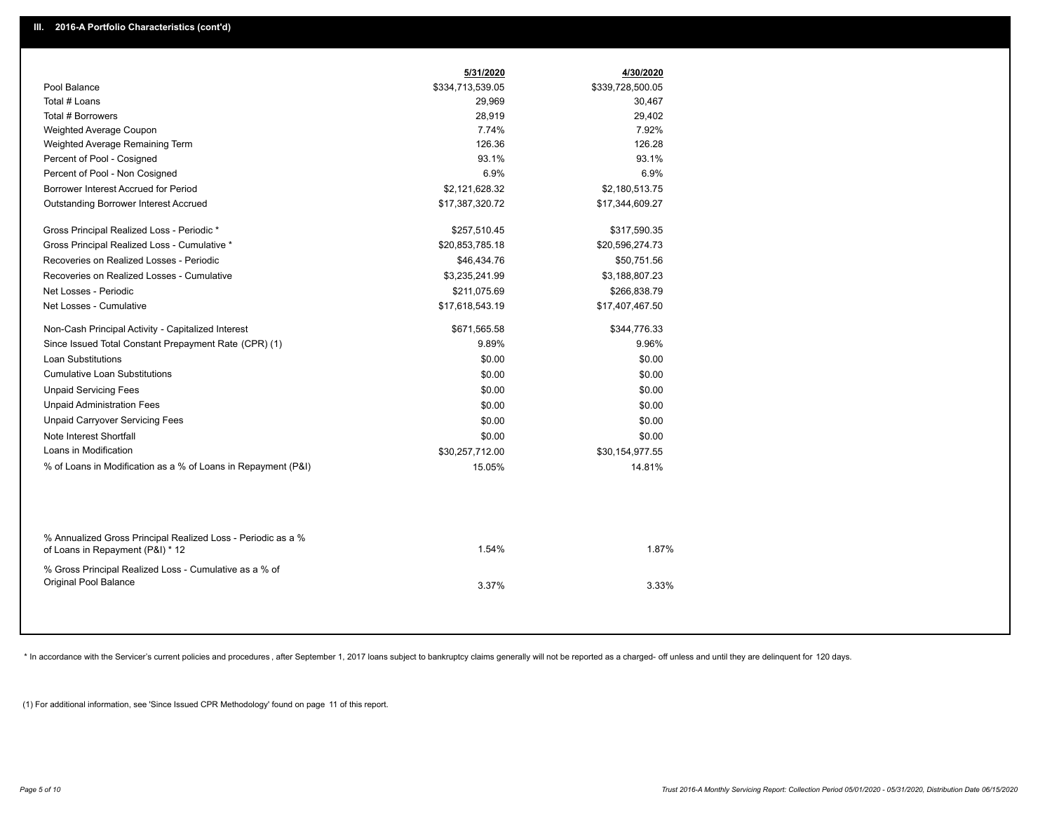## III. 2016-A Portfolio Characteristics (cont'd)

| | 5/31/2020 | 4/30/2020 |
|---|---|---|
| Pool Balance | $334,713,539.05 | $339,728,500.05 |
| Total # Loans | 29,969 | 30,467 |
| Total # Borrowers | 28,919 | 29,402 |
| Weighted Average Coupon | 7.74% | 7.92% |
| Weighted Average Remaining Term | 126.36 | 126.28 |
| Percent of Pool - Cosigned | 93.1% | 93.1% |
| Percent of Pool - Non Cosigned | 6.9% | 6.9% |
| Borrower Interest Accrued for Period | $2,121,628.32 | $2,180,513.75 |
| Outstanding Borrower Interest Accrued | $17,387,320.72 | $17,344,609.27 |
| Gross Principal Realized Loss - Periodic * | $257,510.45 | $317,590.35 |
| Gross Principal Realized Loss - Cumulative * | $20,853,785.18 | $20,596,274.73 |
| Recoveries on Realized Losses - Periodic | $46,434.76 | $50,751.56 |
| Recoveries on Realized Losses - Cumulative | $3,235,241.99 | $3,188,807.23 |
| Net Losses - Periodic | $211,075.69 | $266,838.79 |
| Net Losses - Cumulative | $17,618,543.19 | $17,407,467.50 |
| Non-Cash Principal Activity - Capitalized Interest | $671,565.58 | $344,776.33 |
| Since Issued Total Constant Prepayment Rate (CPR) (1) | 9.89% | 9.96% |
| Loan Substitutions | $0.00 | $0.00 |
| Cumulative Loan Substitutions | $0.00 | $0.00 |
| Unpaid Servicing Fees | $0.00 | $0.00 |
| Unpaid Administration Fees | $0.00 | $0.00 |
| Unpaid Carryover Servicing Fees | $0.00 | $0.00 |
| Note Interest Shortfall | $0.00 | $0.00 |
| Loans in Modification | $30,257,712.00 | $30,154,977.55 |
| % of Loans in Modification as a % of Loans in Repayment (P&I) | 15.05% | 14.81% |
| % Annualized Gross Principal Realized Loss - Periodic as a % of Loans in Repayment (P&I) * 12 | 1.54% | 1.87% |
| % Gross Principal Realized Loss - Cumulative as a % of Original Pool Balance | 3.37% | 3.33% |

* In accordance with the Servicer's current policies and procedures, after September 1, 2017 loans subject to bankruptcy claims generally will not be reported as a charged- off unless and until they are delinquent for 120 days.

(1) For additional information, see 'Since Issued CPR Methodology' found on page 11 of this report.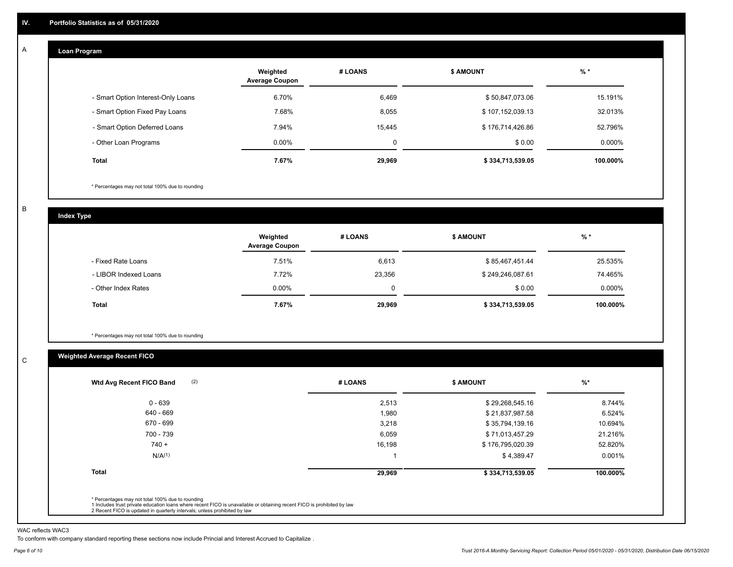## IV. Portfolio Statistics as of 05/31/2020

### A Loan Program

| | Weighted Average Coupon | # LOANS | $ AMOUNT | % * |
|---|---|---|---|---|
| - Smart Option Interest-Only Loans | 6.70% | 6,469 | $ 50,847,073.06 | 15.191% |
| - Smart Option Fixed Pay Loans | 7.68% | 8,055 | $ 107,152,039.13 | 32.013% |
| - Smart Option Deferred Loans | 7.94% | 15,445 | $ 176,714,426.86 | 52.796% |
| - Other Loan Programs | 0.00% | 0 | $ 0.00 | 0.000% |
| **Total** | **7.67%** | **29,969** | **$ 334,713,539.05** | **100.000%** |

* Percentages may not total 100% due to rounding

### B Index Type

| | Weighted Average Coupon | # LOANS | $ AMOUNT | % * |
|---|---|---|---|---|
| - Fixed Rate Loans | 7.51% | 6,613 | $ 85,467,451.44 | 25.535% |
| - LIBOR Indexed Loans | 7.72% | 23,356 | $ 249,246,087.61 | 74.465% |
| - Other Index Rates | 0.00% | 0 | $ 0.00 | 0.000% |
| **Total** | **7.67%** | **29,969** | **$ 334,713,539.05** | **100.000%** |

* Percentages may not total 100% due to rounding

### C Weighted Average Recent FICO

| Wtd Avg Recent FICO Band (2) | # LOANS | $ AMOUNT | %* |
|---|---|---|---|
| 0 - 639 | 2,513 | $ 29,268,545.16 | 8.744% |
| 640 - 669 | 1,980 | $ 21,837,987.58 | 6.524% |
| 670 - 699 | 3,218 | $ 35,794,139.16 | 10.694% |
| 700 - 739 | 6,059 | $ 71,013,457.29 | 21.216% |
| 740 + | 16,198 | $ 176,795,020.39 | 52.820% |
| N/A(1) | 1 | $ 4,389.47 | 0.001% |
| **Total** | **29,969** | **$ 334,713,539.05** | **100.000%** |

* Percentages may not total 100% due to rounding
1 Includes trust private education loans where recent FICO is unavailable or obtaining recent FICO is prohibited by law
2 Recent FICO is updated in quarterly intervals; unless prohibited by law

WAC reflects WAC3
To conform with company standard reporting these sections now include Princial and Interest Accrued to Capitalize .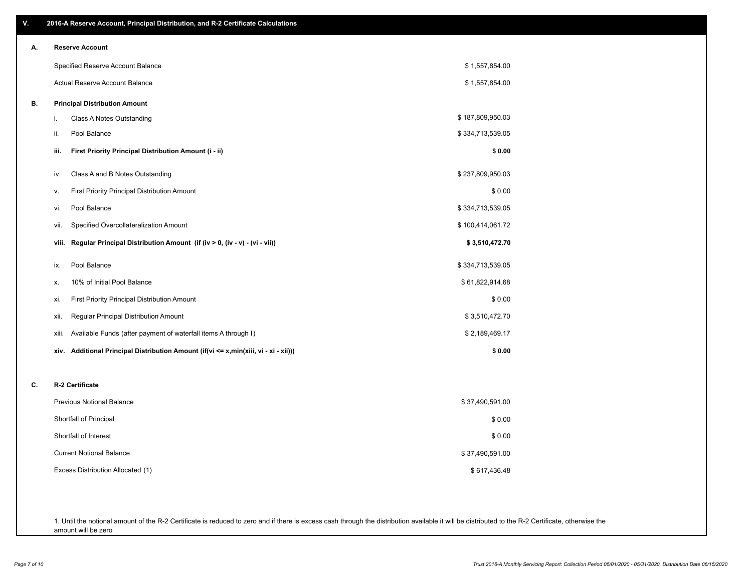## V. 2016-A Reserve Account, Principal Distribution, and R-2 Certificate Calculations

### A. Reserve Account

| | |
|---|---|
| Specified Reserve Account Balance | $ 1,557,854.00 |
| Actual Reserve Account Balance | $ 1,557,854.00 |

### B. Principal Distribution Amount

| | | |
|---|---|---|
| i. | Class A Notes Outstanding | $ 187,809,950.03 |
| ii. | Pool Balance | $ 334,713,539.05 |
| **iii.** | **First Priority Principal Distribution Amount (i - ii)** | **$ 0.00** |
| iv. | Class A and B Notes Outstanding | $ 237,809,950.03 |
| v. | First Priority Principal Distribution Amount | $ 0.00 |
| vi. | Pool Balance | $ 334,713,539.05 |
| vii. | Specified Overcollateralization Amount | $ 100,414,061.72 |
| **viii.** | **Regular Principal Distribution Amount (if (iv > 0, (iv - v) - (vi - vii))** | **$ 3,510,472.70** |
| ix. | Pool Balance | $ 334,713,539.05 |
| x. | 10% of Initial Pool Balance | $ 61,822,914.68 |
| xi. | First Priority Principal Distribution Amount | $ 0.00 |
| xii. | Regular Principal Distribution Amount | $ 3,510,472.70 |
| xiii. | Available Funds (after payment of waterfall items A through I) | $ 2,189,469.17 |
| **xiv.** | **Additional Principal Distribution Amount (if(vi <= x,min(xiii, vi - xi - xii)))** | **$ 0.00** |

### C. R-2 Certificate

| | |
|---|---|
| Previous Notional Balance | $ 37,490,591.00 |
| Shortfall of Principal | $ 0.00 |
| Shortfall of Interest | $ 0.00 |
| Current Notional Balance | $ 37,490,591.00 |
| Excess Distribution Allocated (1) | $ 617,436.48 |

1. Until the notional amount of the R-2 Certificate is reduced to zero and if there is excess cash through the distribution available it will be distributed to the R-2 Certificate, otherwise the amount will be zero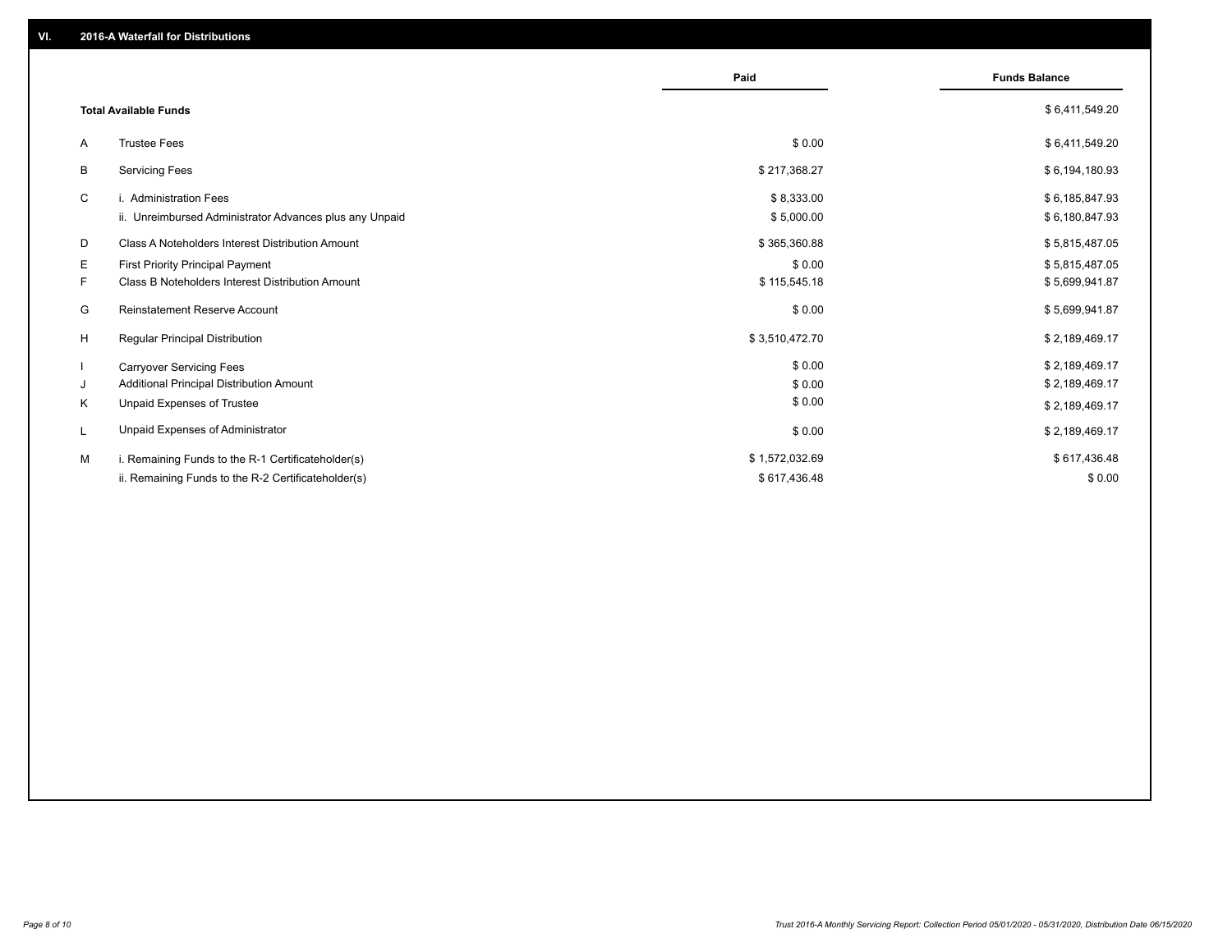## VI. 2016-A Waterfall for Distributions

| | | Paid | Funds Balance |
|---|---|---|---|
| | **Total Available Funds** | | $ 6,411,549.20 |
| A | Trustee Fees | $ 0.00 | $ 6,411,549.20 |
| B | Servicing Fees | $ 217,368.27 | $ 6,194,180.93 |
| C | i. Administration Fees | $ 8,333.00 | $ 6,185,847.93 |
| | ii. Unreimbursed Administrator Advances plus any Unpaid | $ 5,000.00 | $ 6,180,847.93 |
| D | Class A Noteholders Interest Distribution Amount | $ 365,360.88 | $ 5,815,487.05 |
| E | First Priority Principal Payment | $ 0.00 | $ 5,815,487.05 |
| F | Class B Noteholders Interest Distribution Amount | $ 115,545.18 | $ 5,699,941.87 |
| G | Reinstatement Reserve Account | $ 0.00 | $ 5,699,941.87 |
| H | Regular Principal Distribution | $ 3,510,472.70 | $ 2,189,469.17 |
| I | Carryover Servicing Fees | $ 0.00 | $ 2,189,469.17 |
| J | Additional Principal Distribution Amount | $ 0.00 | $ 2,189,469.17 |
| K | Unpaid Expenses of Trustee | $ 0.00 | $ 2,189,469.17 |
| L | Unpaid Expenses of Administrator | $ 0.00 | $ 2,189,469.17 |
| M | i. Remaining Funds to the R-1 Certificateholder(s) | $ 1,572,032.69 | $ 617,436.48 |
| | ii. Remaining Funds to the R-2 Certificateholder(s) | $ 617,436.48 | $ 0.00 |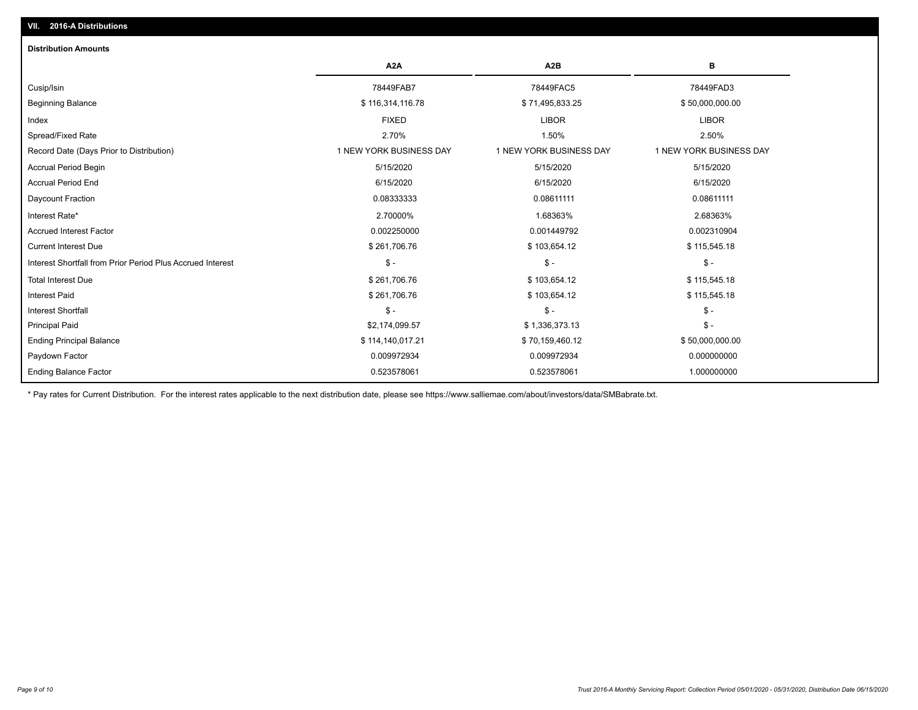## VII. 2016-A Distributions

### Distribution Amounts

| | A2A | A2B | B |
|---|---|---|---|
| Cusip/Isin | 78449FAB7 | 78449FAC5 | 78449FAD3 |
| Beginning Balance | $ 116,314,116.78 | $ 71,495,833.25 | $ 50,000,000.00 |
| Index | FIXED | LIBOR | LIBOR |
| Spread/Fixed Rate | 2.70% | 1.50% | 2.50% |
| Record Date (Days Prior to Distribution) | 1 NEW YORK BUSINESS DAY | 1 NEW YORK BUSINESS DAY | 1 NEW YORK BUSINESS DAY |
| Accrual Period Begin | 5/15/2020 | 5/15/2020 | 5/15/2020 |
| Accrual Period End | 6/15/2020 | 6/15/2020 | 6/15/2020 |
| Daycount Fraction | 0.08333333 | 0.08611111 | 0.08611111 |
| Interest Rate* | 2.70000% | 1.68363% | 2.68363% |
| Accrued Interest Factor | 0.002250000 | 0.001449792 | 0.002310904 |
| Current Interest Due | $ 261,706.76 | $ 103,654.12 | $ 115,545.18 |
| Interest Shortfall from Prior Period Plus Accrued Interest | $ - | $ - | $ - |
| Total Interest Due | $ 261,706.76 | $ 103,654.12 | $ 115,545.18 |
| Interest Paid | $ 261,706.76 | $ 103,654.12 | $ 115,545.18 |
| Interest Shortfall | $ - | $ - | $ - |
| Principal Paid | $2,174,099.57 | $ 1,336,373.13 | $ - |
| Ending Principal Balance | $ 114,140,017.21 | $ 70,159,460.12 | $ 50,000,000.00 |
| Paydown Factor | 0.009972934 | 0.009972934 | 0.000000000 |
| Ending Balance Factor | 0.523578061 | 0.523578061 | 1.000000000 |

* Pay rates for Current Distribution. For the interest rates applicable to the next distribution date, please see https://www.salliemae.com/about/investors/data/SMBabrate.txt.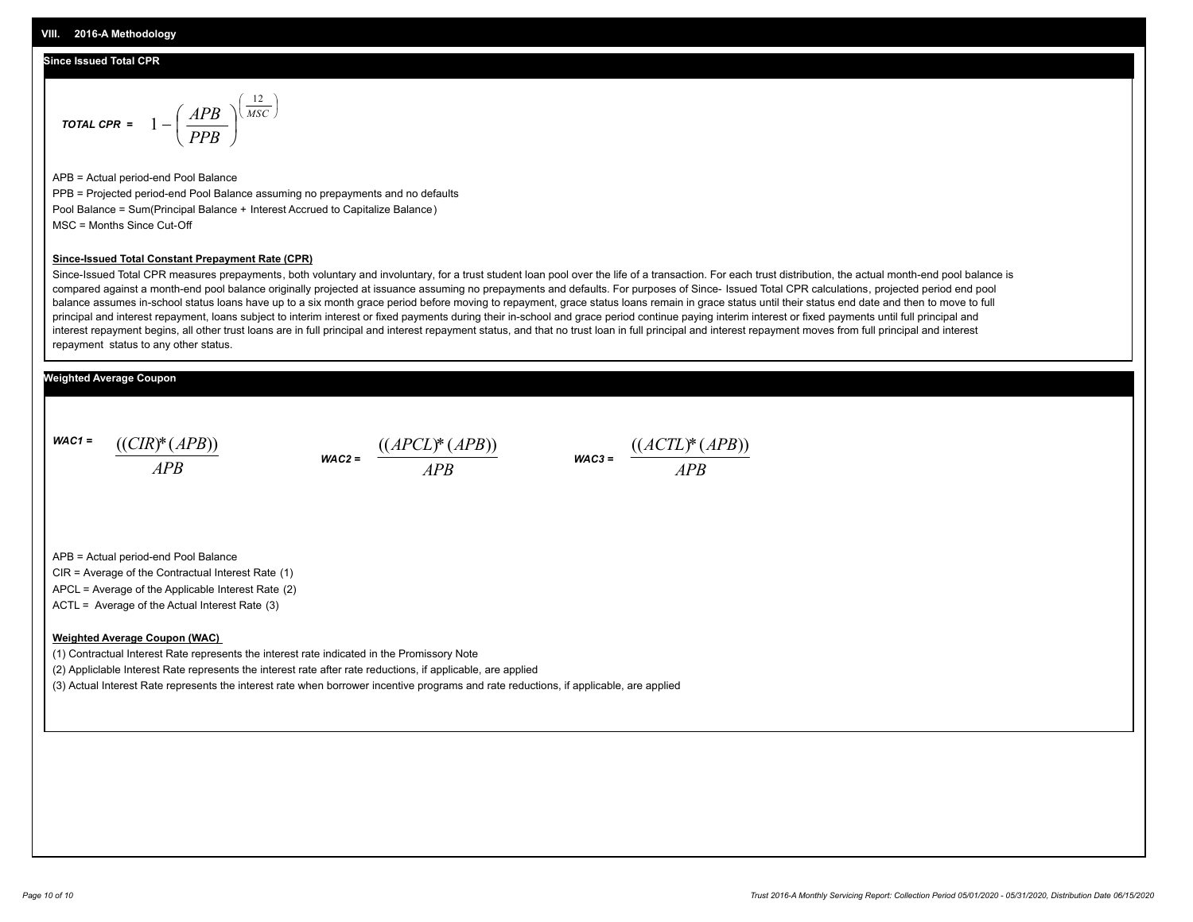## VIII. 2016-A Methodology

### Since Issued Total CPR

$$\textbf{TOTAL CPR} = 1 - \left(\frac{APB}{PPB}\right)^{\left(\frac{12}{MSC}\right)}$$

APB = Actual period-end Pool Balance

PPB = Projected period-end Pool Balance assuming no prepayments and no defaults

Pool Balance = Sum(Principal Balance + Interest Accrued to Capitalize Balance)

MSC = Months Since Cut-Off

**Since-Issued Total Constant Prepayment Rate (CPR)**

Since-Issued Total CPR measures prepayments, both voluntary and involuntary, for a trust student loan pool over the life of a transaction. For each trust distribution, the actual month-end pool balance is compared against a month-end pool balance originally projected at issuance assuming no prepayments and defaults. For purposes of Since- Issued Total CPR calculations, projected period end pool balance assumes in-school status loans have up to a six month grace period before moving to repayment, grace status loans remain in grace status until their status end date and then to move to full principal and interest repayment, loans subject to interim interest or fixed payments during their in-school and grace period continue paying interim interest or fixed payments until full principal and interest repayment begins, all other trust loans are in full principal and interest repayment status, and that no trust loan in full principal and interest repayment moves from full principal and interest repayment status to any other status.

### Weighted Average Coupon

$$\textbf{WAC1} = \frac{((CIR)*(APB))}{APB} \qquad \textbf{WAC2} = \frac{((APCL)*(APB))}{APB} \qquad \textbf{WAC3} = \frac{((ACTL)*(APB))}{APB}$$

APB = Actual period-end Pool Balance

CIR = Average of the Contractual Interest Rate (1)

APCL = Average of the Applicable Interest Rate (2)

ACTL = Average of the Actual Interest Rate (3)

**Weighted Average Coupon (WAC)**

(1) Contractual Interest Rate represents the interest rate indicated in the Promissory Note

(2) Appliclable Interest Rate represents the interest rate after rate reductions, if applicable, are applied

(3) Actual Interest Rate represents the interest rate when borrower incentive programs and rate reductions, if applicable, are applied